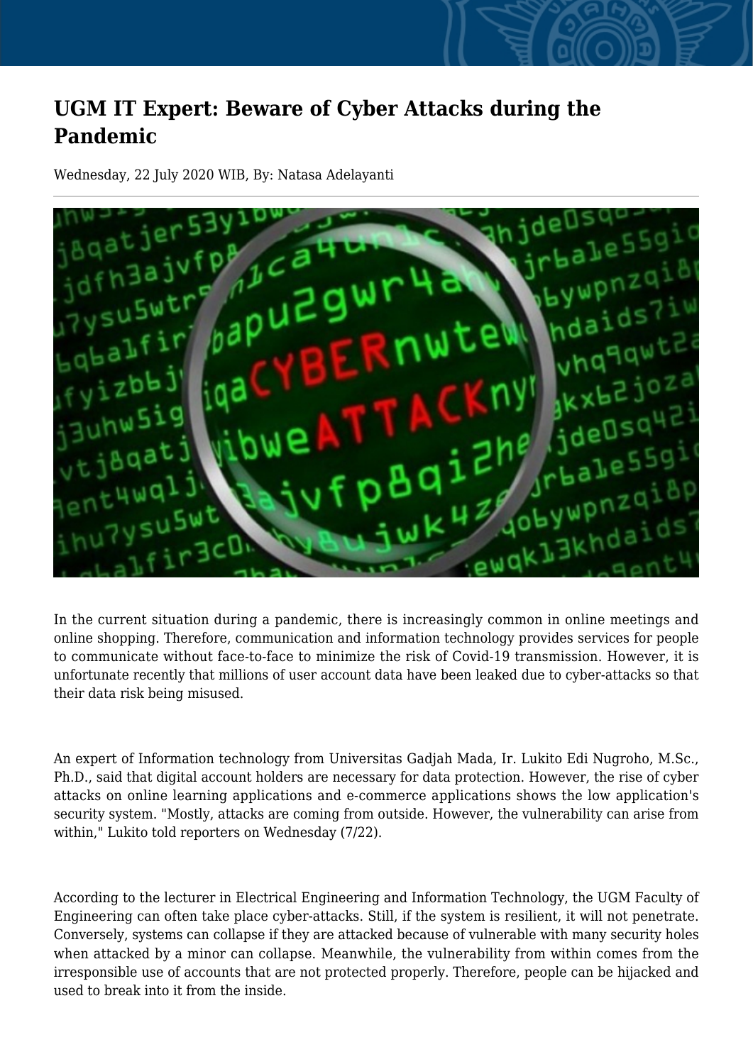# UGM IT Expert: Beware of Cyber Attacks during the Pandemic

Wednesday, 22 July 2020 WIB, By: Natasa Adelayanti

In the current situation during a pandemic, there is increasingly common in online meetings and online shopping. Therefore, communication and information technology provides services for people to communicate without face-to-face to minimize the risk of Covid-19 transmission. However, it is unfortunate recently that millions of user account data have been leaked due to cyber-attacks so that their data risk being misused.

An expert of Information technology from Universitas Gadjah Mada, Ir. Lukito Edi Nugroho, M.Sc., Ph.D., said that digital account holders are necessary for data protection. However, the rise of cyber attacks on online learning applications and e-commerce applications shows the low application's security system. "Mostly, attacks are coming from outside. However, the vulnerability can arise from within," Lukito told reporters on Wednesday (7/22).

According to the lecturer in Electrical Engineering and Information Technology, the UGM Faculty of Engineering can often take place cyber-attacks. Still, if the system is resilient, it will not penetrate. Conversely, systems can collapse if they are attacked because of vulnerable with many security holes when attacked by a minor can collapse. Meanwhile, the vulnerability from within comes from the irresponsible use of accounts that are not protected properly. Therefore, people can be hijacked and used to break into it from the inside.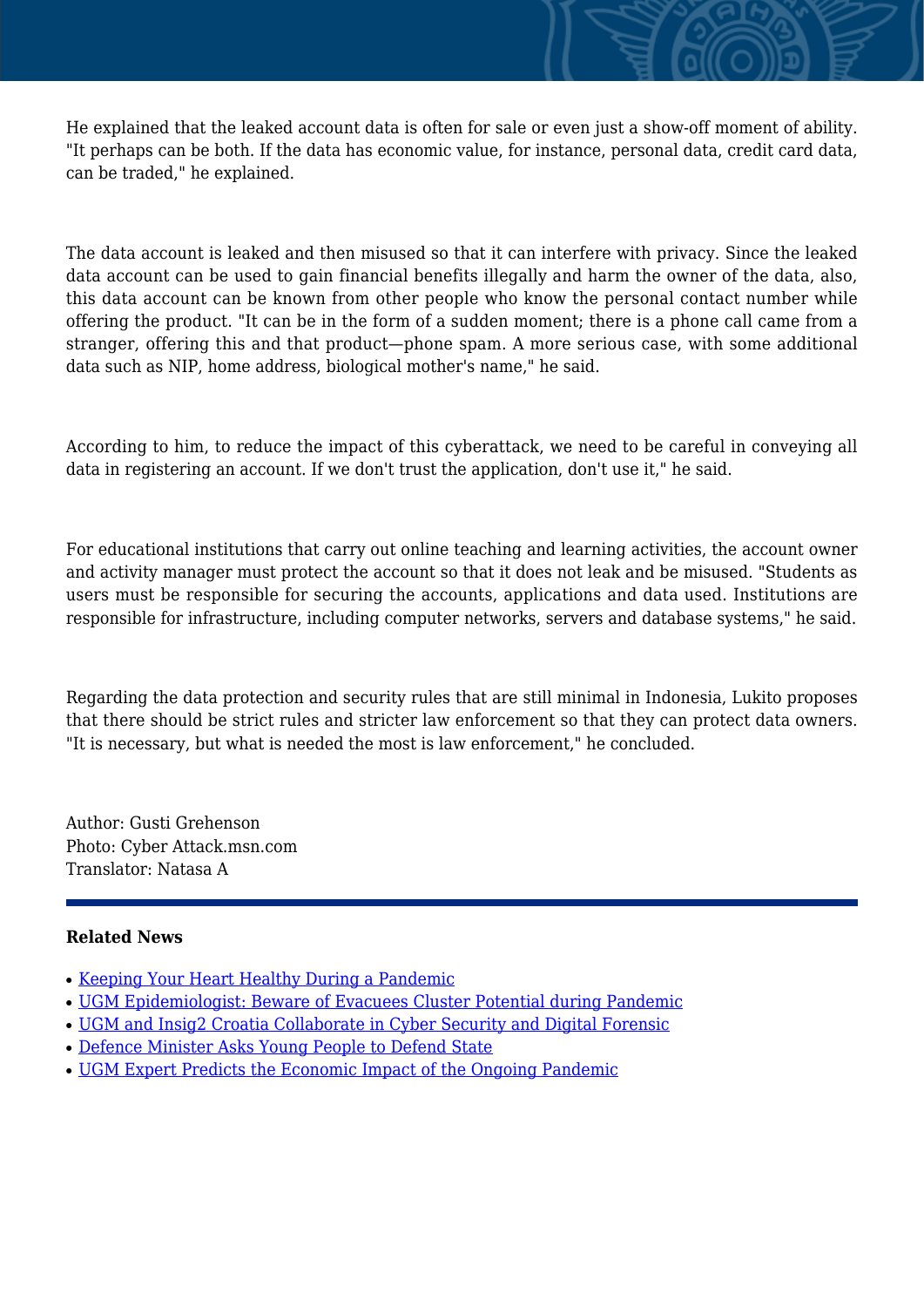He explained that the leaked account data is often for sale or even just a show-off moment of ability. "It perhaps can be both. If the data has economic value, for instance, personal data, credit card data, can be traded," he explained.

The data account is leaked and then misused so that it can interfere with privacy. Since the leaked data account can be used to gain financial benefits illegally and harm the owner of the data, also, this data account can be known from other people who know the personal contact number while offering the product. "It can be in the form of a sudden moment; there is a phone call came from a stranger, offering this and that product—phone spam. A more serious case, with some additional data such as NIP, home address, biological mother's name," he said.

According to him, to reduce the impact of this cyberattack, we need to be careful in conveying all data in registering an account. If we don't trust the application, don't use it," he said.

For educational institutions that carry out online teaching and learning activities, the account owner and activity manager must protect the account so that it does not leak and be misused. "Students as users must be responsible for securing the accounts, applications and data used. Institutions are responsible for infrastructure, including computer networks, servers and database systems," he said.

Regarding the data protection and security rules that are still minimal in Indonesia, Lukito proposes that there should be strict rules and stricter law enforcement so that they can protect data owners. "It is necessary, but what is needed the most is law enforcement," he concluded.

Author: Gusti Grehenson
Photo: Cyber Attack.msn.com
Translator: Natasa A

**Related News**

- Keeping Your Heart Healthy During a Pandemic
- UGM Epidemiologist: Beware of Evacuees Cluster Potential during Pandemic
- UGM and Insig2 Croatia Collaborate in Cyber Security and Digital Forensic
- Defence Minister Asks Young People to Defend State
- UGM Expert Predicts the Economic Impact of the Ongoing Pandemic